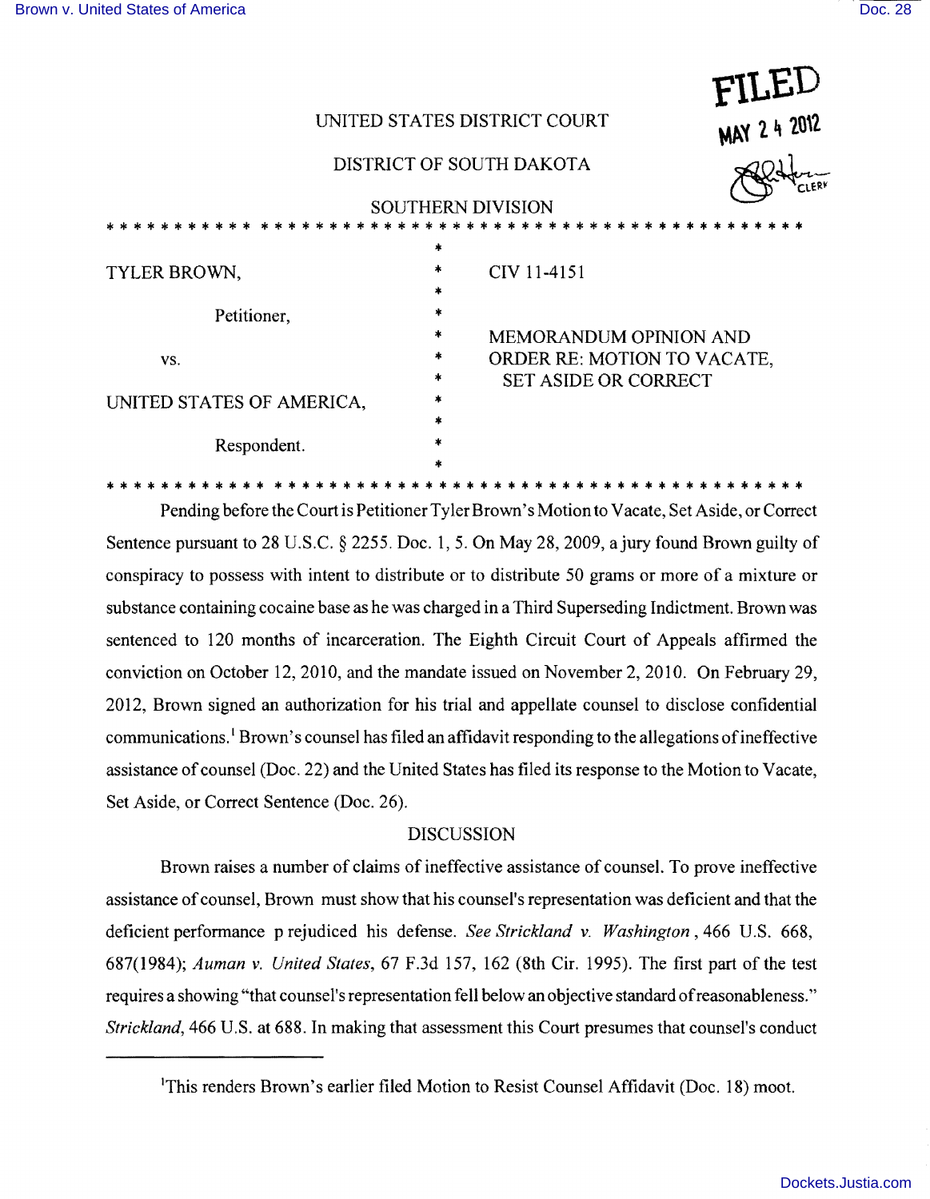FILED
MAY 24 2012

CLERK

UNITED STATES DISTRICT COURT

DISTRICT OF SOUTH DAKOTA

SOUTHERN DIVISION

| | | |
|---|---|---|
| TYLER BROWN, | * | CIV 11-4151 |
| Petitioner, | * | |
| vs. | * | MEMORANDUM OPINION AND ORDER RE: MOTION TO VACATE, SET ASIDE OR CORRECT |
| UNITED STATES OF AMERICA, | * | |
| Respondent. | * | |

Pending before the Court is Petitioner Tyler Brown's Motion to Vacate, Set Aside, or Correct Sentence pursuant to 28 U.S.C. § 2255. Doc. 1, 5. On May 28, 2009, a jury found Brown guilty of conspiracy to possess with intent to distribute or to distribute 50 grams or more of a mixture or substance containing cocaine base as he was charged in a Third Superseding Indictment. Brown was sentenced to 120 months of incarceration. The Eighth Circuit Court of Appeals affirmed the conviction on October 12, 2010, and the mandate issued on November 2, 2010. On February 29, 2012, Brown signed an authorization for his trial and appellate counsel to disclose confidential communications.[1] Brown's counsel has filed an affidavit responding to the allegations of ineffective assistance of counsel (Doc. 22) and the United States has filed its response to the Motion to Vacate, Set Aside, or Correct Sentence (Doc. 26).

## DISCUSSION

Brown raises a number of claims of ineffective assistance of counsel. To prove ineffective assistance of counsel, Brown must show that his counsel's representation was deficient and that the deficient performance prejudiced his defense. *See Strickland v. Washington*, 466 U.S. 668, 687(1984); *Auman v. United States*, 67 F.3d 157, 162 (8th Cir. 1995). The first part of the test requires a showing "that counsel's representation fell below an objective standard of reasonableness." *Strickland*, 466 U.S. at 688. In making that assessment this Court presumes that counsel's conduct

---

[1] This renders Brown's earlier filed Motion to Resist Counsel Affidavit (Doc. 18) moot.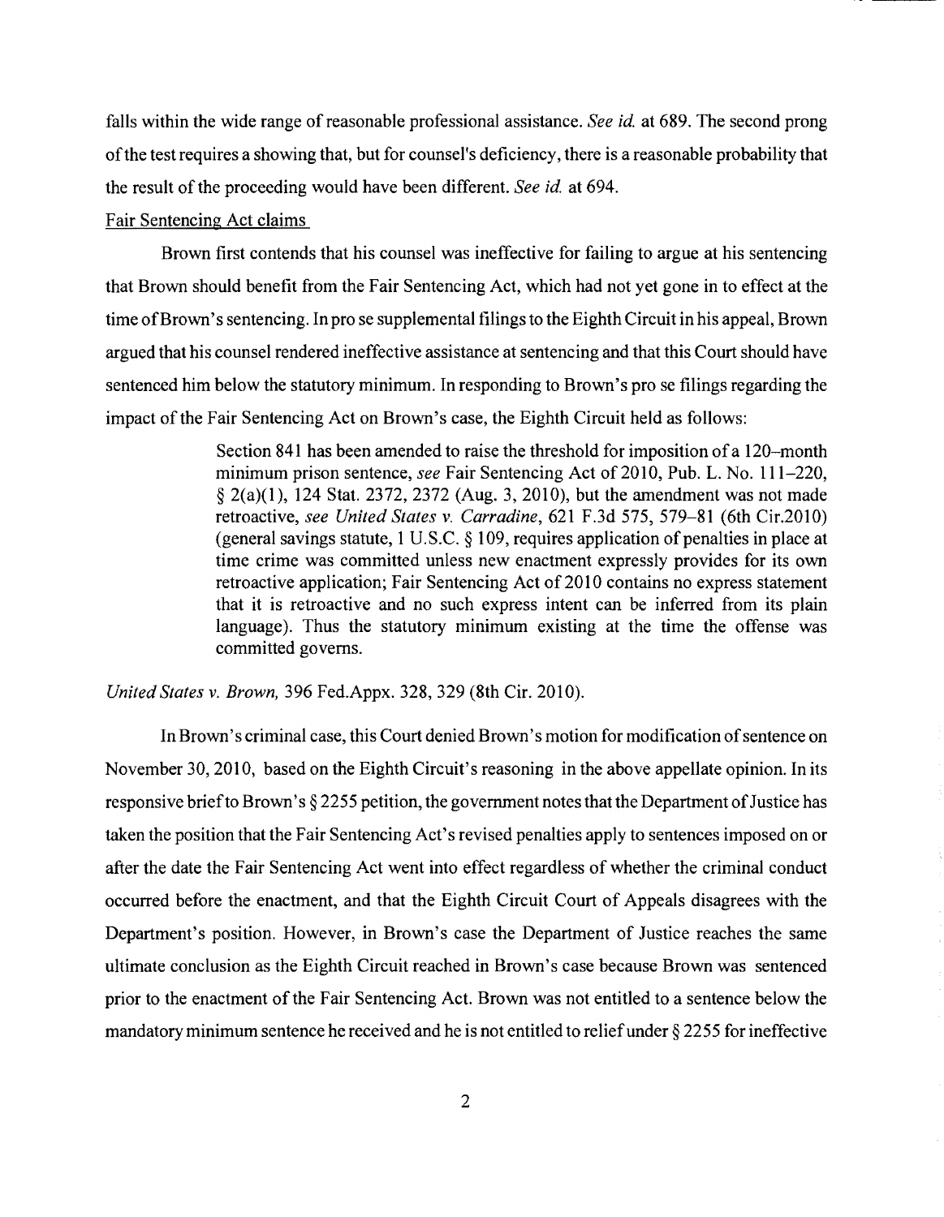falls within the wide range of reasonable professional assistance. *See id.* at 689. The second prong of the test requires a showing that, but for counsel's deficiency, there is a reasonable probability that the result of the proceeding would have been different. *See id.* at 694.

Fair Sentencing Act claims

Brown first contends that his counsel was ineffective for failing to argue at his sentencing that Brown should benefit from the Fair Sentencing Act, which had not yet gone in to effect at the time of Brown's sentencing. In pro se supplemental filings to the Eighth Circuit in his appeal, Brown argued that his counsel rendered ineffective assistance at sentencing and that this Court should have sentenced him below the statutory minimum. In responding to Brown's pro se filings regarding the impact of the Fair Sentencing Act on Brown's case, the Eighth Circuit held as follows:

> Section 841 has been amended to raise the threshold for imposition of a 120–month minimum prison sentence, *see* Fair Sentencing Act of 2010, Pub. L. No. 111–220, § 2(a)(1), 124 Stat. 2372, 2372 (Aug. 3, 2010), but the amendment was not made retroactive, *see United States v. Carradine*, 621 F.3d 575, 579–81 (6th Cir.2010) (general savings statute, 1 U.S.C. § 109, requires application of penalties in place at time crime was committed unless new enactment expressly provides for its own retroactive application; Fair Sentencing Act of 2010 contains no express statement that it is retroactive and no such express intent can be inferred from its plain language). Thus the statutory minimum existing at the time the offense was committed governs.

*United States v. Brown,* 396 Fed.Appx. 328, 329 (8th Cir. 2010).

In Brown's criminal case, this Court denied Brown's motion for modification of sentence on November 30, 2010, based on the Eighth Circuit's reasoning in the above appellate opinion. In its responsive brief to Brown's § 2255 petition, the government notes that the Department of Justice has taken the position that the Fair Sentencing Act's revised penalties apply to sentences imposed on or after the date the Fair Sentencing Act went into effect regardless of whether the criminal conduct occurred before the enactment, and that the Eighth Circuit Court of Appeals disagrees with the Department's position. However, in Brown's case the Department of Justice reaches the same ultimate conclusion as the Eighth Circuit reached in Brown's case because Brown was sentenced prior to the enactment of the Fair Sentencing Act. Brown was not entitled to a sentence below the mandatory minimum sentence he received and he is not entitled to relief under § 2255 for ineffective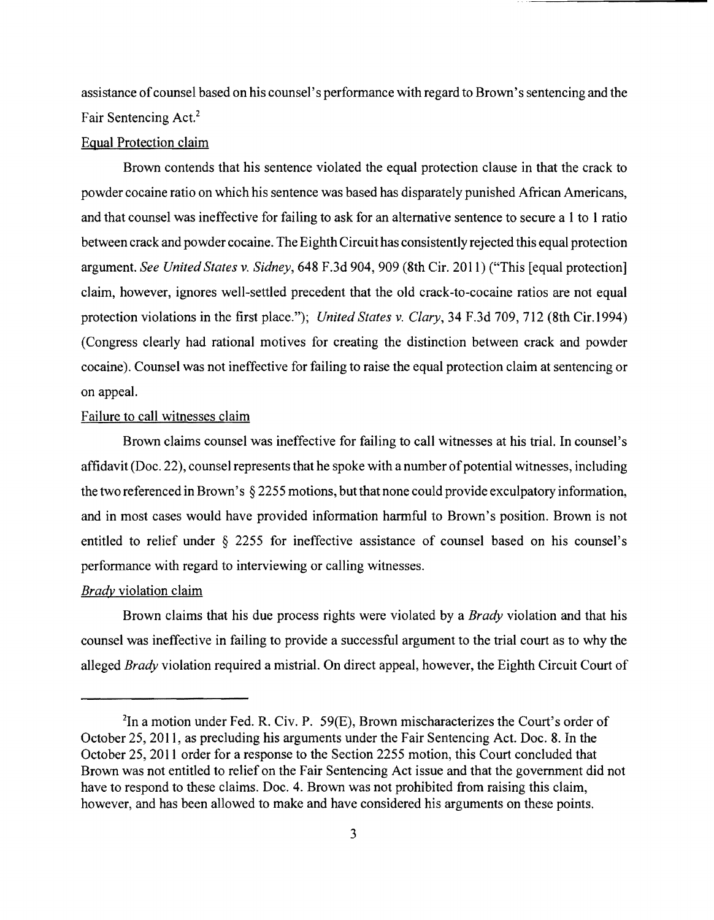assistance of counsel based on his counsel's performance with regard to Brown's sentencing and the Fair Sentencing Act.[2]

Equal Protection claim

Brown contends that his sentence violated the equal protection clause in that the crack to powder cocaine ratio on which his sentence was based has disparately punished African Americans, and that counsel was ineffective for failing to ask for an alternative sentence to secure a 1 to 1 ratio between crack and powder cocaine. The Eighth Circuit has consistently rejected this equal protection argument. *See United States v. Sidney*, 648 F.3d 904, 909 (8th Cir. 2011) ("This [equal protection] claim, however, ignores well-settled precedent that the old crack-to-cocaine ratios are not equal protection violations in the first place."); *United States v. Clary*, 34 F.3d 709, 712 (8th Cir.1994) (Congress clearly had rational motives for creating the distinction between crack and powder cocaine). Counsel was not ineffective for failing to raise the equal protection claim at sentencing or on appeal.

Failure to call witnesses claim

Brown claims counsel was ineffective for failing to call witnesses at his trial. In counsel's affidavit (Doc. 22), counsel represents that he spoke with a number of potential witnesses, including the two referenced in Brown's § 2255 motions, but that none could provide exculpatory information, and in most cases would have provided information harmful to Brown's position. Brown is not entitled to relief under § 2255 for ineffective assistance of counsel based on his counsel's performance with regard to interviewing or calling witnesses.

*Brady* violation claim

Brown claims that his due process rights were violated by a *Brady* violation and that his counsel was ineffective in failing to provide a successful argument to the trial court as to why the alleged *Brady* violation required a mistrial. On direct appeal, however, the Eighth Circuit Court of

[2] In a motion under Fed. R. Civ. P. 59(E), Brown mischaracterizes the Court's order of October 25, 2011, as precluding his arguments under the Fair Sentencing Act. Doc. 8. In the October 25, 2011 order for a response to the Section 2255 motion, this Court concluded that Brown was not entitled to relief on the Fair Sentencing Act issue and that the government did not have to respond to these claims. Doc. 4. Brown was not prohibited from raising this claim, however, and has been allowed to make and have considered his arguments on these points.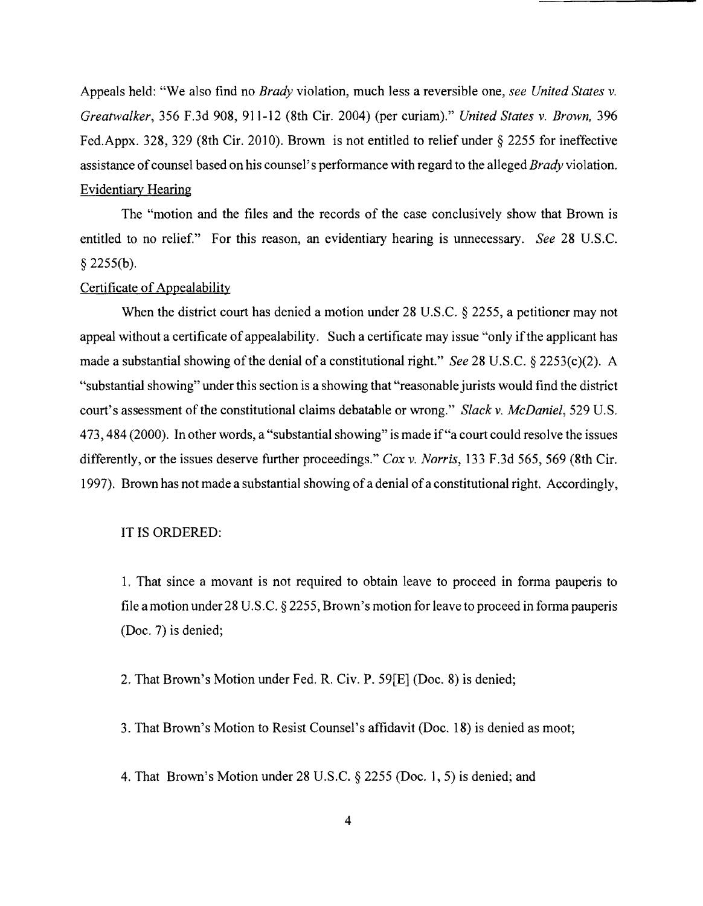Appeals held: "We also find no *Brady* violation, much less a reversible one, *see United States v. Greatwalker*, 356 F.3d 908, 911-12 (8th Cir. 2004) (per curiam)." *United States v. Brown*, 396 Fed.Appx. 328, 329 (8th Cir. 2010). Brown is not entitled to relief under § 2255 for ineffective assistance of counsel based on his counsel's performance with regard to the alleged *Brady* violation.

Evidentiary Hearing

The "motion and the files and the records of the case conclusively show that Brown is entitled to no relief." For this reason, an evidentiary hearing is unnecessary. *See* 28 U.S.C. § 2255(b).

Certificate of Appealability

When the district court has denied a motion under 28 U.S.C. § 2255, a petitioner may not appeal without a certificate of appealability. Such a certificate may issue "only if the applicant has made a substantial showing of the denial of a constitutional right." *See* 28 U.S.C. § 2253(c)(2). A "substantial showing" under this section is a showing that "reasonable jurists would find the district court's assessment of the constitutional claims debatable or wrong." *Slack v. McDaniel*, 529 U.S. 473, 484 (2000). In other words, a "substantial showing" is made if "a court could resolve the issues differently, or the issues deserve further proceedings." *Cox v. Norris*, 133 F.3d 565, 569 (8th Cir. 1997). Brown has not made a substantial showing of a denial of a constitutional right. Accordingly,

IT IS ORDERED:

1. That since a movant is not required to obtain leave to proceed in forma pauperis to file a motion under 28 U.S.C. § 2255, Brown's motion for leave to proceed in forma pauperis (Doc. 7) is denied;

2. That Brown's Motion under Fed. R. Civ. P. 59[E] (Doc. 8) is denied;

3. That Brown's Motion to Resist Counsel's affidavit (Doc. 18) is denied as moot;

4. That Brown's Motion under 28 U.S.C. § 2255 (Doc. 1, 5) is denied; and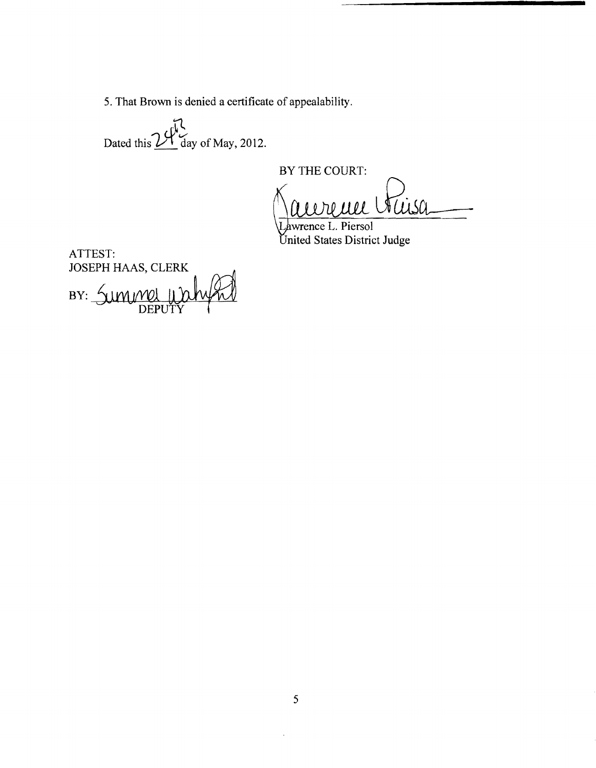5. That Brown is denied a certificate of appealability.

Dated this 24th day of May, 2012.

BY THE COURT:

Lawrence L. Piersol
United States District Judge

ATTEST:
JOSEPH HAAS, CLERK

BY: Summer Wahlert
DEPUTY